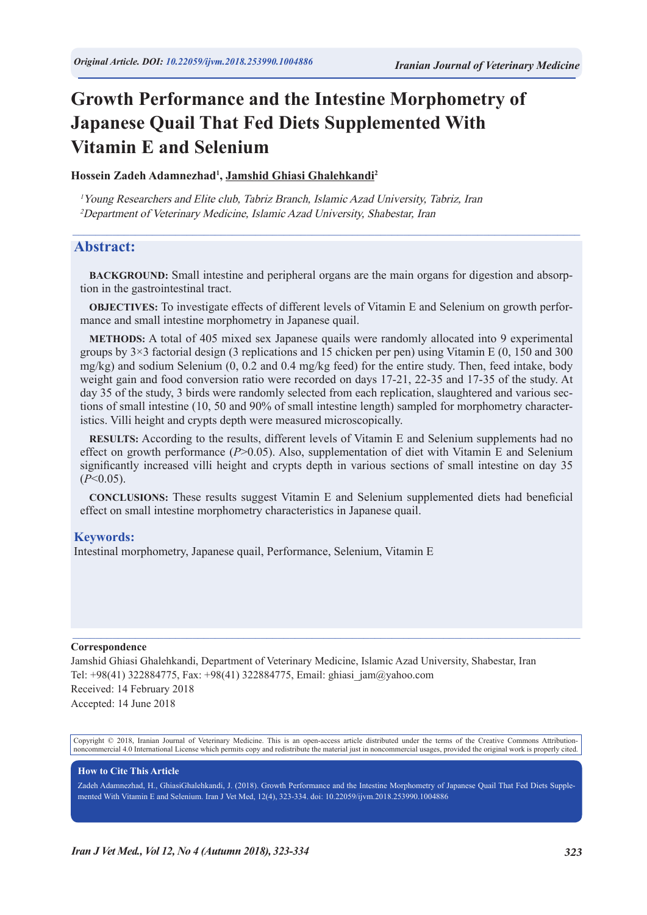*Original Article. DOI: 10.22059/ijvm.2018.253990.1004886*

# Growth Performance and the Intestine Morphometry of Japanese Quail That Fed Diets Supplemented With Vitamin E and Selenium

**Hossein Zadeh Adamnezhad[1], Jamshid Ghiasi Ghalehkandi[2]**

[1] *Young Researchers and Elite club, Tabriz Branch, Islamic Azad University, Tabriz, Iran*
[2] *Department of Veterinary Medicine, Islamic Azad University, Shabestar, Iran*

## Abstract:

**BACKGROUND:** Small intestine and peripheral organs are the main organs for digestion and absorption in the gastrointestinal tract.

**OBJECTIVES:** To investigate effects of different levels of Vitamin E and Selenium on growth performance and small intestine morphometry in Japanese quail.

**METHODS:** A total of 405 mixed sex Japanese quails were randomly allocated into 9 experimental groups by 3×3 factorial design (3 replications and 15 chicken per pen) using Vitamin E (0, 150 and 300 mg/kg) and sodium Selenium (0, 0.2 and 0.4 mg/kg feed) for the entire study. Then, feed intake, body weight gain and food conversion ratio were recorded on days 17-21, 22-35 and 17-35 of the study. At day 35 of the study, 3 birds were randomly selected from each replication, slaughtered and various sections of small intestine (10, 50 and 90% of small intestine length) sampled for morphometry characteristics. Villi height and crypts depth were measured microscopically.

**RESULTS:** According to the results, different levels of Vitamin E and Selenium supplements had no effect on growth performance ($P>0.05$). Also, supplementation of diet with Vitamin E and Selenium significantly increased villi height and crypts depth in various sections of small intestine on day 35 ($P<0.05$).

**CONCLUSIONS:** These results suggest Vitamin E and Selenium supplemented diets had beneficial effect on small intestine morphometry characteristics in Japanese quail.

## Keywords:

Intestinal morphometry, Japanese quail, Performance, Selenium, Vitamin E

**Correspondence**

Jamshid Ghiasi Ghalehkandi, Department of Veterinary Medicine, Islamic Azad University, Shabestar, Iran
Tel: +98(41) 322884775, Fax: +98(41) 322884775, Email: ghiasi_jam@yahoo.com
Received: 14 February 2018
Accepted: 14 June 2018

Copyright © 2018, Iranian Journal of Veterinary Medicine. This is an open-access article distributed under the terms of the Creative Commons Attribution-noncommercial 4.0 International License which permits copy and redistribute the material just in noncommercial usages, provided the original work is properly cited.

**How to Cite This Article**

Zadeh Adamnezhad, H., GhiasiGhalehkandi, J. (2018). Growth Performance and the Intestine Morphometry of Japanese Quail That Fed Diets Supplemented With Vitamin E and Selenium. Iran J Vet Med, 12(4), 323-334. doi: 10.22059/ijvm.2018.253990.1004886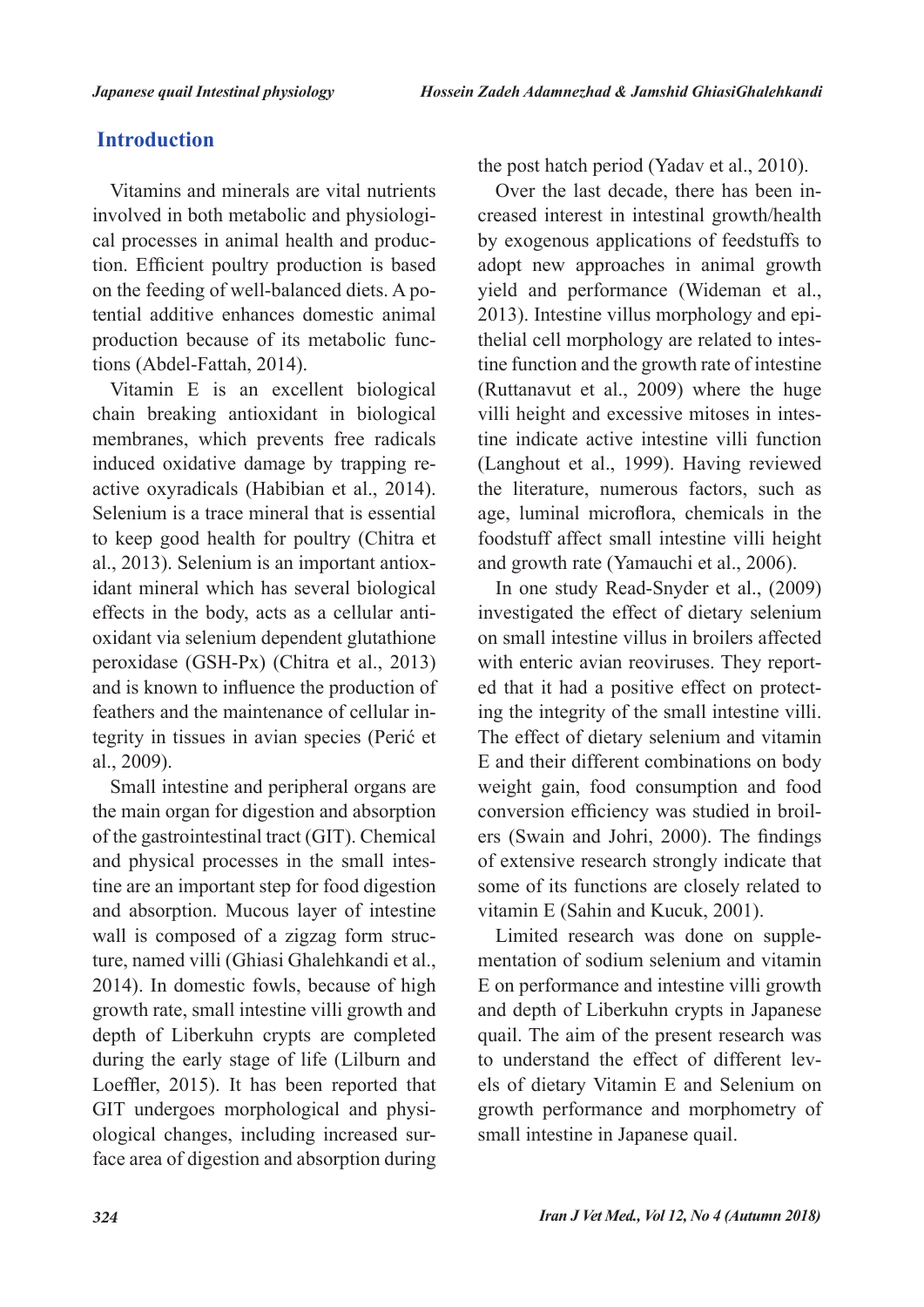## Introduction

Vitamins and minerals are vital nutrients involved in both metabolic and physiological processes in animal health and production. Efficient poultry production is based on the feeding of well-balanced diets. A potential additive enhances domestic animal production because of its metabolic functions (Abdel-Fattah, 2014).

Vitamin E is an excellent biological chain breaking antioxidant in biological membranes, which prevents free radicals induced oxidative damage by trapping reactive oxyradicals (Habibian et al., 2014). Selenium is a trace mineral that is essential to keep good health for poultry (Chitra et al., 2013). Selenium is an important antioxidant mineral which has several biological effects in the body, acts as a cellular antioxidant via selenium dependent glutathione peroxidase (GSH-Px) (Chitra et al., 2013) and is known to influence the production of feathers and the maintenance of cellular integrity in tissues in avian species (Perić et al., 2009).

Small intestine and peripheral organs are the main organ for digestion and absorption of the gastrointestinal tract (GIT). Chemical and physical processes in the small intestine are an important step for food digestion and absorption. Mucous layer of intestine wall is composed of a zigzag form structure, named villi (Ghiasi Ghalehkandi et al., 2014). In domestic fowls, because of high growth rate, small intestine villi growth and depth of Liberkuhn crypts are completed during the early stage of life (Lilburn and Loeffler, 2015). It has been reported that GIT undergoes morphological and physiological changes, including increased surface area of digestion and absorption during the post hatch period (Yadav et al., 2010).

Over the last decade, there has been increased interest in intestinal growth/health by exogenous applications of feedstuffs to adopt new approaches in animal growth yield and performance (Wideman et al., 2013). Intestine villus morphology and epithelial cell morphology are related to intestine function and the growth rate of intestine (Ruttanavut et al., 2009) where the huge villi height and excessive mitoses in intestine indicate active intestine villi function (Langhout et al., 1999). Having reviewed the literature, numerous factors, such as age, luminal microflora, chemicals in the foodstuff affect small intestine villi height and growth rate (Yamauchi et al., 2006).

In one study Read-Snyder et al., (2009) investigated the effect of dietary selenium on small intestine villus in broilers affected with enteric avian reoviruses. They reported that it had a positive effect on protecting the integrity of the small intestine villi. The effect of dietary selenium and vitamin E and their different combinations on body weight gain, food consumption and food conversion efficiency was studied in broilers (Swain and Johri, 2000). The findings of extensive research strongly indicate that some of its functions are closely related to vitamin E (Sahin and Kucuk, 2001).

Limited research was done on supplementation of sodium selenium and vitamin E on performance and intestine villi growth and depth of Liberkuhn crypts in Japanese quail. The aim of the present research was to understand the effect of different levels of dietary Vitamin E and Selenium on growth performance and morphometry of small intestine in Japanese quail.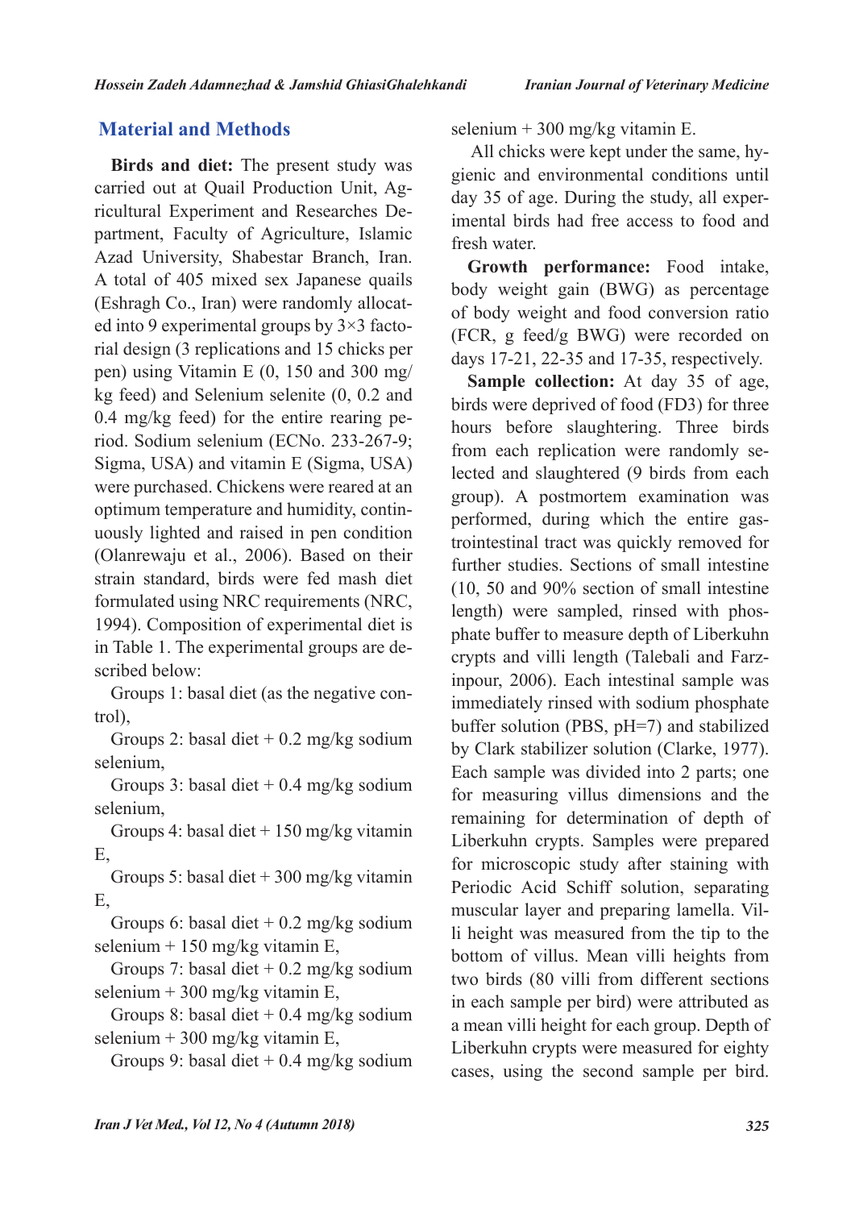## Material and Methods

**Birds and diet:** The present study was carried out at Quail Production Unit, Agricultural Experiment and Researches Department, Faculty of Agriculture, Islamic Azad University, Shabestar Branch, Iran. A total of 405 mixed sex Japanese quails (Eshragh Co., Iran) were randomly allocated into 9 experimental groups by 3×3 factorial design (3 replications and 15 chicks per pen) using Vitamin E (0, 150 and 300 mg/kg feed) and Selenium selenite (0, 0.2 and 0.4 mg/kg feed) for the entire rearing period. Sodium selenium (ECNo. 233-267-9; Sigma, USA) and vitamin E (Sigma, USA) were purchased. Chickens were reared at an optimum temperature and humidity, continuously lighted and raised in pen condition (Olanrewaju et al., 2006). Based on their strain standard, birds were fed mash diet formulated using NRC requirements (NRC, 1994). Composition of experimental diet is in Table 1. The experimental groups are described below:

Groups 1: basal diet (as the negative control),

Groups 2: basal diet + 0.2 mg/kg sodium selenium,

Groups 3: basal diet + 0.4 mg/kg sodium selenium,

Groups 4: basal diet + 150 mg/kg vitamin E,

Groups 5: basal diet + 300 mg/kg vitamin E,

Groups 6: basal diet + 0.2 mg/kg sodium selenium + 150 mg/kg vitamin E,

Groups 7: basal diet + 0.2 mg/kg sodium selenium + 300 mg/kg vitamin E,

Groups 8: basal diet + 0.4 mg/kg sodium selenium + 300 mg/kg vitamin E,

Groups 9: basal diet + 0.4 mg/kg sodium selenium + 300 mg/kg vitamin E.

All chicks were kept under the same, hygienic and environmental conditions until day 35 of age. During the study, all experimental birds had free access to food and fresh water.

**Growth performance:** Food intake, body weight gain (BWG) as percentage of body weight and food conversion ratio (FCR, g feed/g BWG) were recorded on days 17-21, 22-35 and 17-35, respectively.

**Sample collection:** At day 35 of age, birds were deprived of food (FD3) for three hours before slaughtering. Three birds from each replication were randomly selected and slaughtered (9 birds from each group). A postmortem examination was performed, during which the entire gastrointestinal tract was quickly removed for further studies. Sections of small intestine (10, 50 and 90% section of small intestine length) were sampled, rinsed with phosphate buffer to measure depth of Liberkuhn crypts and villi length (Talebali and Farzinpour, 2006). Each intestinal sample was immediately rinsed with sodium phosphate buffer solution (PBS, pH=7) and stabilized by Clark stabilizer solution (Clarke, 1977). Each sample was divided into 2 parts; one for measuring villus dimensions and the remaining for determination of depth of Liberkuhn crypts. Samples were prepared for microscopic study after staining with Periodic Acid Schiff solution, separating muscular layer and preparing lamella. Villi height was measured from the tip to the bottom of villus. Mean villi heights from two birds (80 villi from different sections in each sample per bird) were attributed as a mean villi height for each group. Depth of Liberkuhn crypts were measured for eighty cases, using the second sample per bird.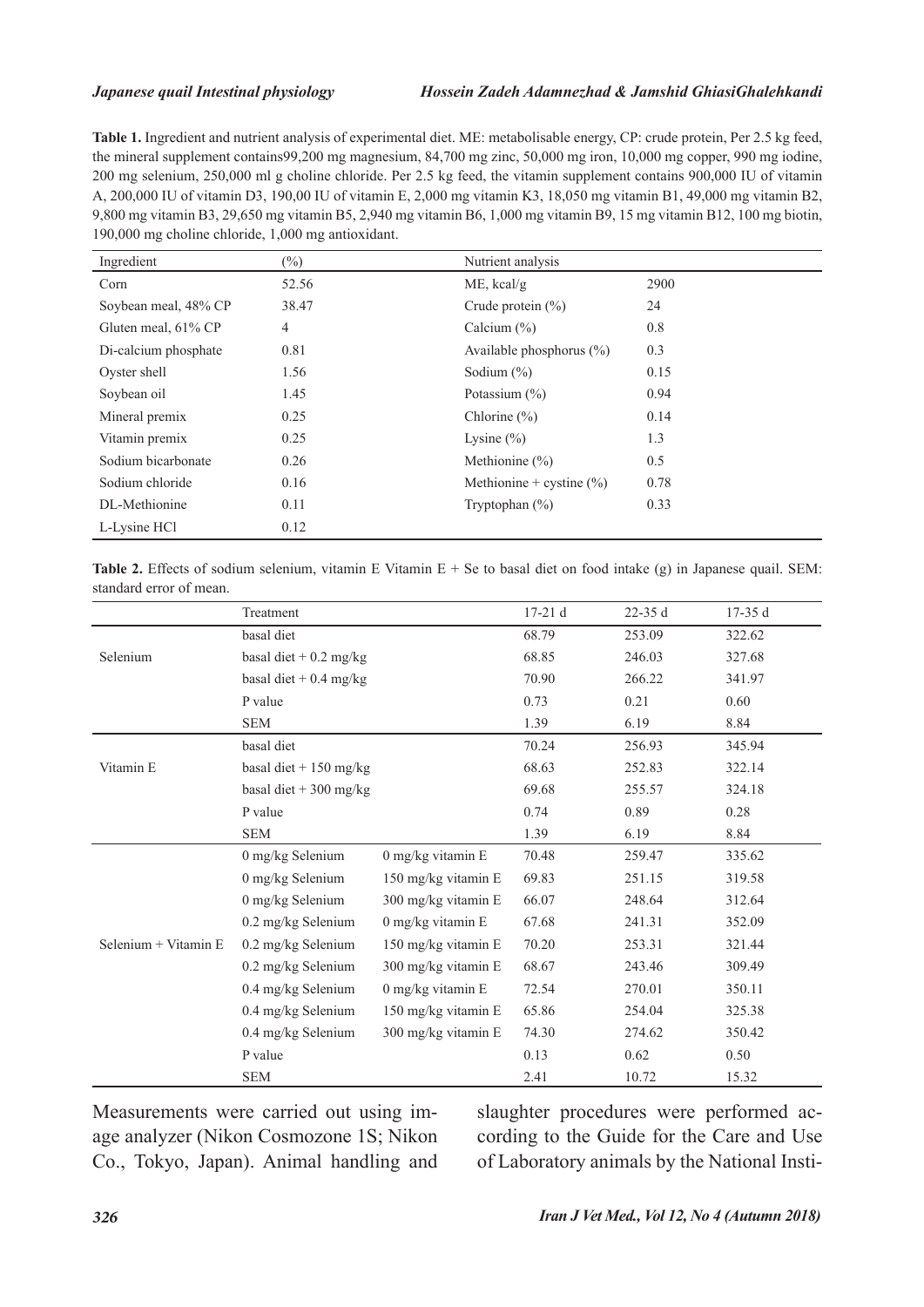**Table 1.** Ingredient and nutrient analysis of experimental diet. ME: metabolisable energy, CP: crude protein, Per 2.5 kg feed, the mineral supplement contains99,200 mg magnesium, 84,700 mg zinc, 50,000 mg iron, 10,000 mg copper, 990 mg iodine, 200 mg selenium, 250,000 ml g choline chloride. Per 2.5 kg feed, the vitamin supplement contains 900,000 IU of vitamin A, 200,000 IU of vitamin D3, 190,00 IU of vitamin E, 2,000 mg vitamin K3, 18,050 mg vitamin B1, 49,000 mg vitamin B2, 9,800 mg vitamin B3, 29,650 mg vitamin B5, 2,940 mg vitamin B6, 1,000 mg vitamin B9, 15 mg vitamin B12, 100 mg biotin, 190,000 mg choline chloride, 1,000 mg antioxidant.

| Ingredient | (%) | Nutrient analysis | |
|---|---|---|---|
| Corn | 52.56 | ME, kcal/g | 2900 |
| Soybean meal, 48% CP | 38.47 | Crude protein (%) | 24 |
| Gluten meal, 61% CP | 4 | Calcium (%) | 0.8 |
| Di-calcium phosphate | 0.81 | Available phosphorus (%) | 0.3 |
| Oyster shell | 1.56 | Sodium (%) | 0.15 |
| Soybean oil | 1.45 | Potassium (%) | 0.94 |
| Mineral premix | 0.25 | Chlorine (%) | 0.14 |
| Vitamin premix | 0.25 | Lysine (%) | 1.3 |
| Sodium bicarbonate | 0.26 | Methionine (%) | 0.5 |
| Sodium chloride | 0.16 | Methionine + cystine (%) | 0.78 |
| DL-Methionine | 0.11 | Tryptophan (%) | 0.33 |
| L-Lysine HCl | 0.12 | | |

**Table 2.** Effects of sodium selenium, vitamin E Vitamin E + Se to basal diet on food intake (g) in Japanese quail. SEM: standard error of mean.

| | Treatment | | 17-21 d | 22-35 d | 17-35 d |
|---|---|---|---|---|---|
| Selenium | basal diet | | 68.79 | 253.09 | 322.62 |
| | basal diet + 0.2 mg/kg | | 68.85 | 246.03 | 327.68 |
| | basal diet + 0.4 mg/kg | | 70.90 | 266.22 | 341.97 |
| | P value | | 0.73 | 0.21 | 0.60 |
| | SEM | | 1.39 | 6.19 | 8.84 |
| Vitamin E | basal diet | | 70.24 | 256.93 | 345.94 |
| | basal diet + 150 mg/kg | | 68.63 | 252.83 | 322.14 |
| | basal diet + 300 mg/kg | | 69.68 | 255.57 | 324.18 |
| | P value | | 0.74 | 0.89 | 0.28 |
| | SEM | | 1.39 | 6.19 | 8.84 |
| Selenium + Vitamin E | 0 mg/kg Selenium | 0 mg/kg vitamin E | 70.48 | 259.47 | 335.62 |
| | 0 mg/kg Selenium | 150 mg/kg vitamin E | 69.83 | 251.15 | 319.58 |
| | 0 mg/kg Selenium | 300 mg/kg vitamin E | 66.07 | 248.64 | 312.64 |
| | 0.2 mg/kg Selenium | 0 mg/kg vitamin E | 67.68 | 241.31 | 352.09 |
| | 0.2 mg/kg Selenium | 150 mg/kg vitamin E | 70.20 | 253.31 | 321.44 |
| | 0.2 mg/kg Selenium | 300 mg/kg vitamin E | 68.67 | 243.46 | 309.49 |
| | 0.4 mg/kg Selenium | 0 mg/kg vitamin E | 72.54 | 270.01 | 350.11 |
| | 0.4 mg/kg Selenium | 150 mg/kg vitamin E | 65.86 | 254.04 | 325.38 |
| | 0.4 mg/kg Selenium | 300 mg/kg vitamin E | 74.30 | 274.62 | 350.42 |
| | P value | | 0.13 | 0.62 | 0.50 |
| | SEM | | 2.41 | 10.72 | 15.32 |

Measurements were carried out using image analyzer (Nikon Cosmozone 1S; Nikon Co., Tokyo, Japan). Animal handling and slaughter procedures were performed according to the Guide for the Care and Use of Laboratory animals by the National Insti-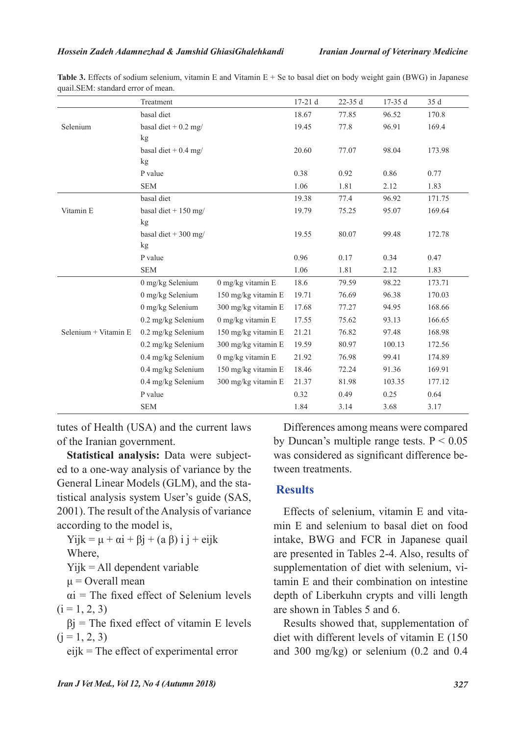**Table 3.** Effects of sodium selenium, vitamin E and Vitamin E + Se to basal diet on body weight gain (BWG) in Japanese quail.SEM: standard error of mean.

| | Treatment | | 17-21 d | 22-35 d | 17-35 d | 35 d |
|---|---|---|---|---|---|---|
| Selenium | basal diet | | 18.67 | 77.85 | 96.52 | 170.8 |
| | basal diet + 0.2 mg/kg | | 19.45 | 77.8 | 96.91 | 169.4 |
| | basal diet + 0.4 mg/kg | | 20.60 | 77.07 | 98.04 | 173.98 |
| | P value | | 0.38 | 0.92 | 0.86 | 0.77 |
| | SEM | | 1.06 | 1.81 | 2.12 | 1.83 |
| Vitamin E | basal diet | | 19.38 | 77.4 | 96.92 | 171.75 |
| | basal diet + 150 mg/kg | | 19.79 | 75.25 | 95.07 | 169.64 |
| | basal diet + 300 mg/kg | | 19.55 | 80.07 | 99.48 | 172.78 |
| | P value | | 0.96 | 0.17 | 0.34 | 0.47 |
| | SEM | | 1.06 | 1.81 | 2.12 | 1.83 |
| Selenium + Vitamin E | 0 mg/kg Selenium | 0 mg/kg vitamin E | 18.6 | 79.59 | 98.22 | 173.71 |
| | 0 mg/kg Selenium | 150 mg/kg vitamin E | 19.71 | 76.69 | 96.38 | 170.03 |
| | 0 mg/kg Selenium | 300 mg/kg vitamin E | 17.68 | 77.27 | 94.95 | 168.66 |
| | 0.2 mg/kg Selenium | 0 mg/kg vitamin E | 17.55 | 75.62 | 93.13 | 166.65 |
| | 0.2 mg/kg Selenium | 150 mg/kg vitamin E | 21.21 | 76.82 | 97.48 | 168.98 |
| | 0.2 mg/kg Selenium | 300 mg/kg vitamin E | 19.59 | 80.97 | 100.13 | 172.56 |
| | 0.4 mg/kg Selenium | 0 mg/kg vitamin E | 21.92 | 76.98 | 99.41 | 174.89 |
| | 0.4 mg/kg Selenium | 150 mg/kg vitamin E | 18.46 | 72.24 | 91.36 | 169.91 |
| | 0.4 mg/kg Selenium | 300 mg/kg vitamin E | 21.37 | 81.98 | 103.35 | 177.12 |
| | P value | | 0.32 | 0.49 | 0.25 | 0.64 |
| | SEM | | 1.84 | 3.14 | 3.68 | 3.17 |

tutes of Health (USA) and the current laws of the Iranian government.

**Statistical analysis:** Data were subjected to a one-way analysis of variance by the General Linear Models (GLM), and the statistical analysis system User's guide (SAS, 2001). The result of the Analysis of variance according to the model is,

$$Y_{ijk} = \mu + \alpha_i + \beta_j + (\alpha\beta)_{ij} + e_{ijk}$$

Where,

$Y_{ijk}$ = All dependent variable

$\mu$ = Overall mean

$\alpha_i$ = The fixed effect of Selenium levels ($i = 1, 2, 3$)

$\beta_j$ = The fixed effect of vitamin E levels ($j = 1, 2, 3$)

$e_{ijk}$ = The effect of experimental error

Differences among means were compared by Duncan's multiple range tests. $P < 0.05$ was considered as significant difference between treatments.

## Results

Effects of selenium, vitamin E and vitamin E and selenium to basal diet on food intake, BWG and FCR in Japanese quail are presented in Tables 2-4. Also, results of supplementation of diet with selenium, vitamin E and their combination on intestine depth of Liberkuhn crypts and villi length are shown in Tables 5 and 6.

Results showed that, supplementation of diet with different levels of vitamin E (150 and 300 mg/kg) or selenium (0.2 and 0.4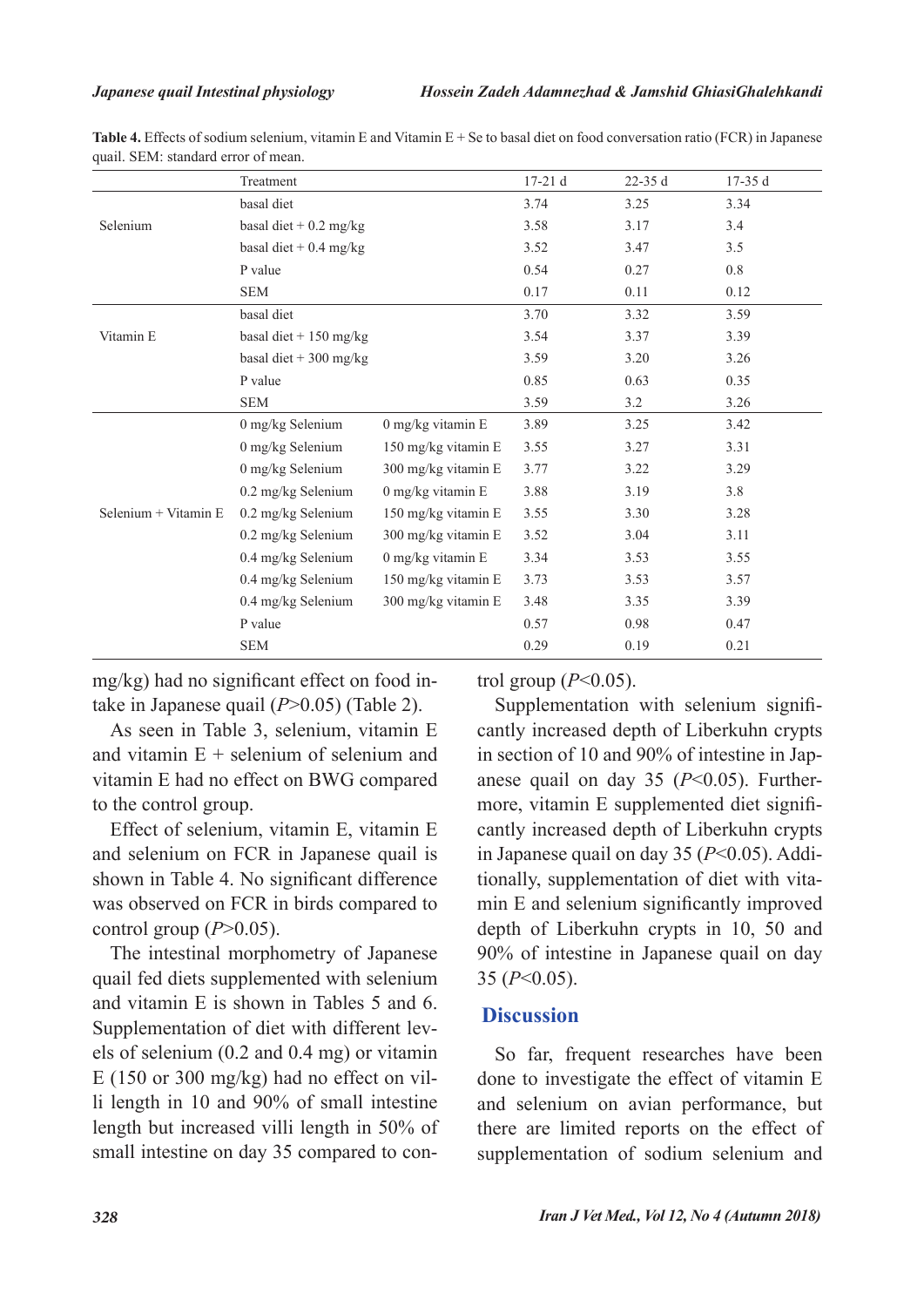**Table 4.** Effects of sodium selenium, vitamin E and Vitamin E + Se to basal diet on food conversation ratio (FCR) in Japanese quail. SEM: standard error of mean.

| | Treatment | | 17-21 d | 22-35 d | 17-35 d |
|---|---|---|---|---|---|
| Selenium | basal diet | | 3.74 | 3.25 | 3.34 |
| | basal diet + 0.2 mg/kg | | 3.58 | 3.17 | 3.4 |
| | basal diet + 0.4 mg/kg | | 3.52 | 3.47 | 3.5 |
| | P value | | 0.54 | 0.27 | 0.8 |
| | SEM | | 0.17 | 0.11 | 0.12 |
| Vitamin E | basal diet | | 3.70 | 3.32 | 3.59 |
| | basal diet + 150 mg/kg | | 3.54 | 3.37 | 3.39 |
| | basal diet + 300 mg/kg | | 3.59 | 3.20 | 3.26 |
| | P value | | 0.85 | 0.63 | 0.35 |
| | SEM | | 3.59 | 3.2 | 3.26 |
| Selenium + Vitamin E | 0 mg/kg Selenium | 0 mg/kg vitamin E | 3.89 | 3.25 | 3.42 |
| | 0 mg/kg Selenium | 150 mg/kg vitamin E | 3.55 | 3.27 | 3.31 |
| | 0 mg/kg Selenium | 300 mg/kg vitamin E | 3.77 | 3.22 | 3.29 |
| | 0.2 mg/kg Selenium | 0 mg/kg vitamin E | 3.88 | 3.19 | 3.8 |
| | 0.2 mg/kg Selenium | 150 mg/kg vitamin E | 3.55 | 3.30 | 3.28 |
| | 0.2 mg/kg Selenium | 300 mg/kg vitamin E | 3.52 | 3.04 | 3.11 |
| | 0.4 mg/kg Selenium | 0 mg/kg vitamin E | 3.34 | 3.53 | 3.55 |
| | 0.4 mg/kg Selenium | 150 mg/kg vitamin E | 3.73 | 3.53 | 3.57 |
| | 0.4 mg/kg Selenium | 300 mg/kg vitamin E | 3.48 | 3.35 | 3.39 |
| | P value | | 0.57 | 0.98 | 0.47 |
| | SEM | | 0.29 | 0.19 | 0.21 |

mg/kg) had no significant effect on food intake in Japanese quail ($P$>0.05) (Table 2).

As seen in Table 3, selenium, vitamin E and vitamin E + selenium of selenium and vitamin E had no effect on BWG compared to the control group.

Effect of selenium, vitamin E, vitamin E and selenium on FCR in Japanese quail is shown in Table 4. No significant difference was observed on FCR in birds compared to control group ($P$>0.05).

The intestinal morphometry of Japanese quail fed diets supplemented with selenium and vitamin E is shown in Tables 5 and 6. Supplementation of diet with different levels of selenium (0.2 and 0.4 mg) or vitamin E (150 or 300 mg/kg) had no effect on villi length in 10 and 90% of small intestine length but increased villi length in 50% of small intestine on day 35 compared to control group ($P$<0.05).

Supplementation with selenium significantly increased depth of Liberkuhn crypts in section of 10 and 90% of intestine in Japanese quail on day 35 ($P$<0.05). Furthermore, vitamin E supplemented diet significantly increased depth of Liberkuhn crypts in Japanese quail on day 35 ($P$<0.05). Additionally, supplementation of diet with vitamin E and selenium significantly improved depth of Liberkuhn crypts in 10, 50 and 90% of intestine in Japanese quail on day 35 ($P$<0.05).

## Discussion

So far, frequent researches have been done to investigate the effect of vitamin E and selenium on avian performance, but there are limited reports on the effect of supplementation of sodium selenium and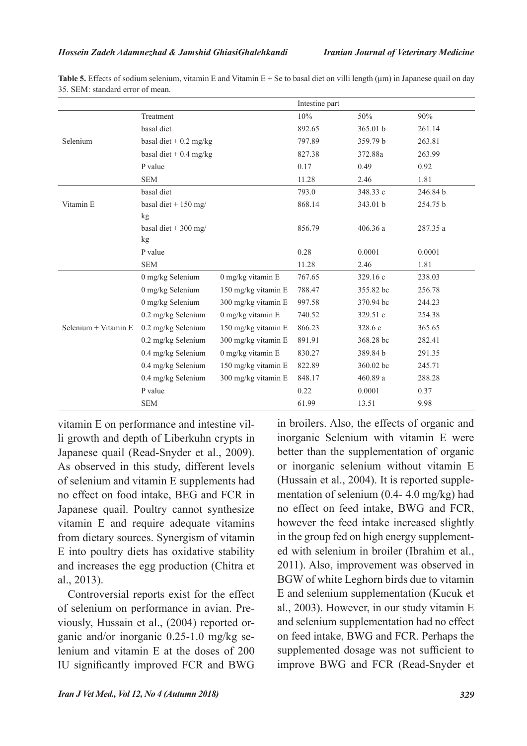**Table 5.** Effects of sodium selenium, vitamin E and Vitamin E + Se to basal diet on villi length (μm) in Japanese quail on day 35. SEM: standard error of mean.

| | | | Intestine part | | |
|---|---|---|---|---|---|
| | Treatment | | 10% | 50% | 90% |
| Selenium | basal diet | | 892.65 | 365.01 b | 261.14 |
| | basal diet + 0.2 mg/kg | | 797.89 | 359.79 b | 263.81 |
| | basal diet + 0.4 mg/kg | | 827.38 | 372.88a | 263.99 |
| | P value | | 0.17 | 0.49 | 0.92 |
| | SEM | | 11.28 | 2.46 | 1.81 |
| Vitamin E | basal diet | | 793.0 | 348.33 c | 246.84 b |
| | basal diet + 150 mg/kg | | 868.14 | 343.01 b | 254.75 b |
| | basal diet + 300 mg/kg | | 856.79 | 406.36 a | 287.35 a |
| | P value | | 0.28 | 0.0001 | 0.0001 |
| | SEM | | 11.28 | 2.46 | 1.81 |
| Selenium + Vitamin E | 0 mg/kg Selenium | 0 mg/kg vitamin E | 767.65 | 329.16 c | 238.03 |
| | 0 mg/kg Selenium | 150 mg/kg vitamin E | 788.47 | 355.82 bc | 256.78 |
| | 0 mg/kg Selenium | 300 mg/kg vitamin E | 997.58 | 370.94 bc | 244.23 |
| | 0.2 mg/kg Selenium | 0 mg/kg vitamin E | 740.52 | 329.51 c | 254.38 |
| | 0.2 mg/kg Selenium | 150 mg/kg vitamin E | 866.23 | 328.6 c | 365.65 |
| | 0.2 mg/kg Selenium | 300 mg/kg vitamin E | 891.91 | 368.28 bc | 282.41 |
| | 0.4 mg/kg Selenium | 0 mg/kg vitamin E | 830.27 | 389.84 b | 291.35 |
| | 0.4 mg/kg Selenium | 150 mg/kg vitamin E | 822.89 | 360.02 bc | 245.71 |
| | 0.4 mg/kg Selenium | 300 mg/kg vitamin E | 848.17 | 460.89 a | 288.28 |
| | P value | | 0.22 | 0.0001 | 0.37 |
| | SEM | | 61.99 | 13.51 | 9.98 |

vitamin E on performance and intestine villi growth and depth of Liberkuhn crypts in Japanese quail (Read-Snyder et al., 2009). As observed in this study, different levels of selenium and vitamin E supplements had no effect on food intake, BEG and FCR in Japanese quail. Poultry cannot synthesize vitamin E and require adequate vitamins from dietary sources. Synergism of vitamin E into poultry diets has oxidative stability and increases the egg production (Chitra et al., 2013).

Controversial reports exist for the effect of selenium on performance in avian. Previously, Hussain et al., (2004) reported organic and/or inorganic 0.25-1.0 mg/kg selenium and vitamin E at the doses of 200 IU significantly improved FCR and BWG in broilers. Also, the effects of organic and inorganic Selenium with vitamin E were better than the supplementation of organic or inorganic selenium without vitamin E (Hussain et al., 2004). It is reported supplementation of selenium (0.4- 4.0 mg/kg) had no effect on feed intake, BWG and FCR, however the feed intake increased slightly in the group fed on high energy supplemented with selenium in broiler (Ibrahim et al., 2011). Also, improvement was observed in BGW of white Leghorn birds due to vitamin E and selenium supplementation (Kucuk et al., 2003). However, in our study vitamin E and selenium supplementation had no effect on feed intake, BWG and FCR. Perhaps the supplemented dosage was not sufficient to improve BWG and FCR (Read-Snyder et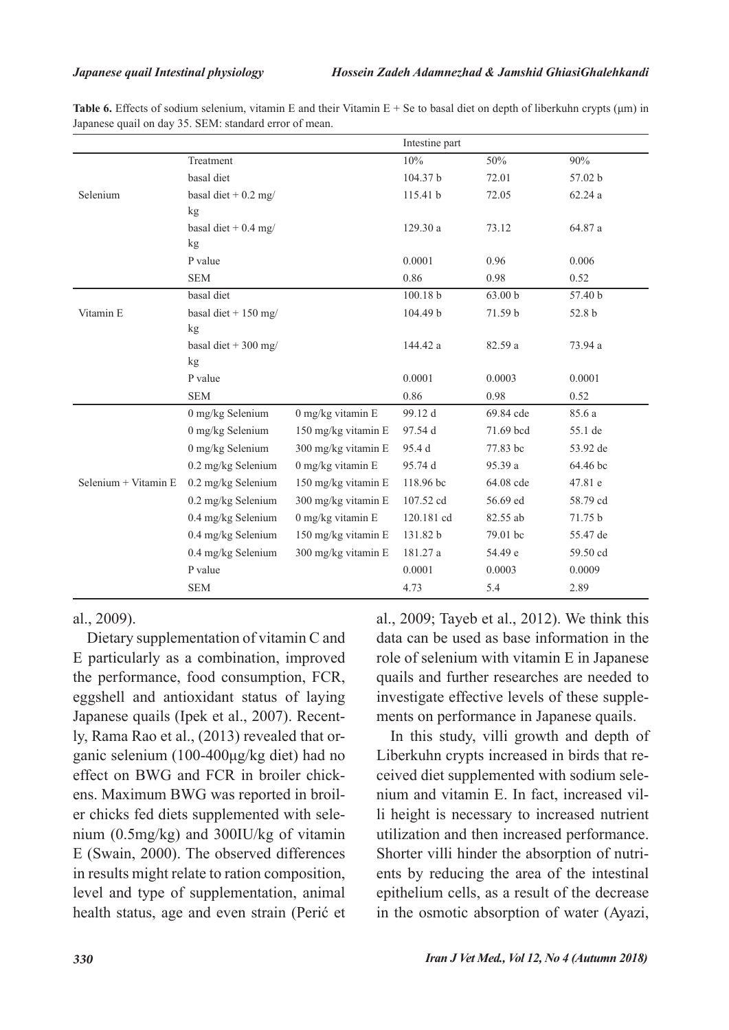**Table 6.** Effects of sodium selenium, vitamin E and their Vitamin E + Se to basal diet on depth of liberkuhn crypts (μm) in Japanese quail on day 35. SEM: standard error of mean.

| | | | Intestine part | | |
|---|---|---|---|---|---|
| | Treatment | | 10% | 50% | 90% |
| | basal diet | | 104.37 b | 72.01 | 57.02 b |
| Selenium | basal diet + 0.2 mg/kg | | 115.41 b | 72.05 | 62.24 a |
| | basal diet + 0.4 mg/kg | | 129.30 a | 73.12 | 64.87 a |
| | P value | | 0.0001 | 0.96 | 0.006 |
| | SEM | | 0.86 | 0.98 | 0.52 |
| | basal diet | | 100.18 b | 63.00 b | 57.40 b |
| Vitamin E | basal diet + 150 mg/kg | | 104.49 b | 71.59 b | 52.8 b |
| | basal diet + 300 mg/kg | | 144.42 a | 82.59 a | 73.94 a |
| | P value | | 0.0001 | 0.0003 | 0.0001 |
| | SEM | | 0.86 | 0.98 | 0.52 |
| | 0 mg/kg Selenium | 0 mg/kg vitamin E | 99.12 d | 69.84 cde | 85.6 a |
| | 0 mg/kg Selenium | 150 mg/kg vitamin E | 97.54 d | 71.69 bcd | 55.1 de |
| | 0 mg/kg Selenium | 300 mg/kg vitamin E | 95.4 d | 77.83 bc | 53.92 de |
| | 0.2 mg/kg Selenium | 0 mg/kg vitamin E | 95.74 d | 95.39 a | 64.46 bc |
| Selenium + Vitamin E | 0.2 mg/kg Selenium | 150 mg/kg vitamin E | 118.96 bc | 64.08 cde | 47.81 e |
| | 0.2 mg/kg Selenium | 300 mg/kg vitamin E | 107.52 cd | 56.69 ed | 58.79 cd |
| | 0.4 mg/kg Selenium | 0 mg/kg vitamin E | 120.181 cd | 82.55 ab | 71.75 b |
| | 0.4 mg/kg Selenium | 150 mg/kg vitamin E | 131.82 b | 79.01 bc | 55.47 de |
| | 0.4 mg/kg Selenium | 300 mg/kg vitamin E | 181.27 a | 54.49 e | 59.50 cd |
| | P value | | 0.0001 | 0.0003 | 0.0009 |
| | SEM | | 4.73 | 5.4 | 2.89 |

al., 2009).

Dietary supplementation of vitamin C and E particularly as a combination, improved the performance, food consumption, FCR, eggshell and antioxidant status of laying Japanese quails (Ipek et al., 2007). Recently, Rama Rao et al., (2013) revealed that organic selenium (100-400μg/kg diet) had no effect on BWG and FCR in broiler chickens. Maximum BWG was reported in broiler chicks fed diets supplemented with selenium (0.5mg/kg) and 300IU/kg of vitamin E (Swain, 2000). The observed differences in results might relate to ration composition, level and type of supplementation, animal health status, age and even strain (Perić et al., 2009; Tayeb et al., 2012). We think this data can be used as base information in the role of selenium with vitamin E in Japanese quails and further researches are needed to investigate effective levels of these supplements on performance in Japanese quails.

In this study, villi growth and depth of Liberkuhn crypts increased in birds that received diet supplemented with sodium selenium and vitamin E. In fact, increased villi height is necessary to increased nutrient utilization and then increased performance. Shorter villi hinder the absorption of nutrients by reducing the area of the intestinal epithelium cells, as a result of the decrease in the osmotic absorption of water (Ayazi,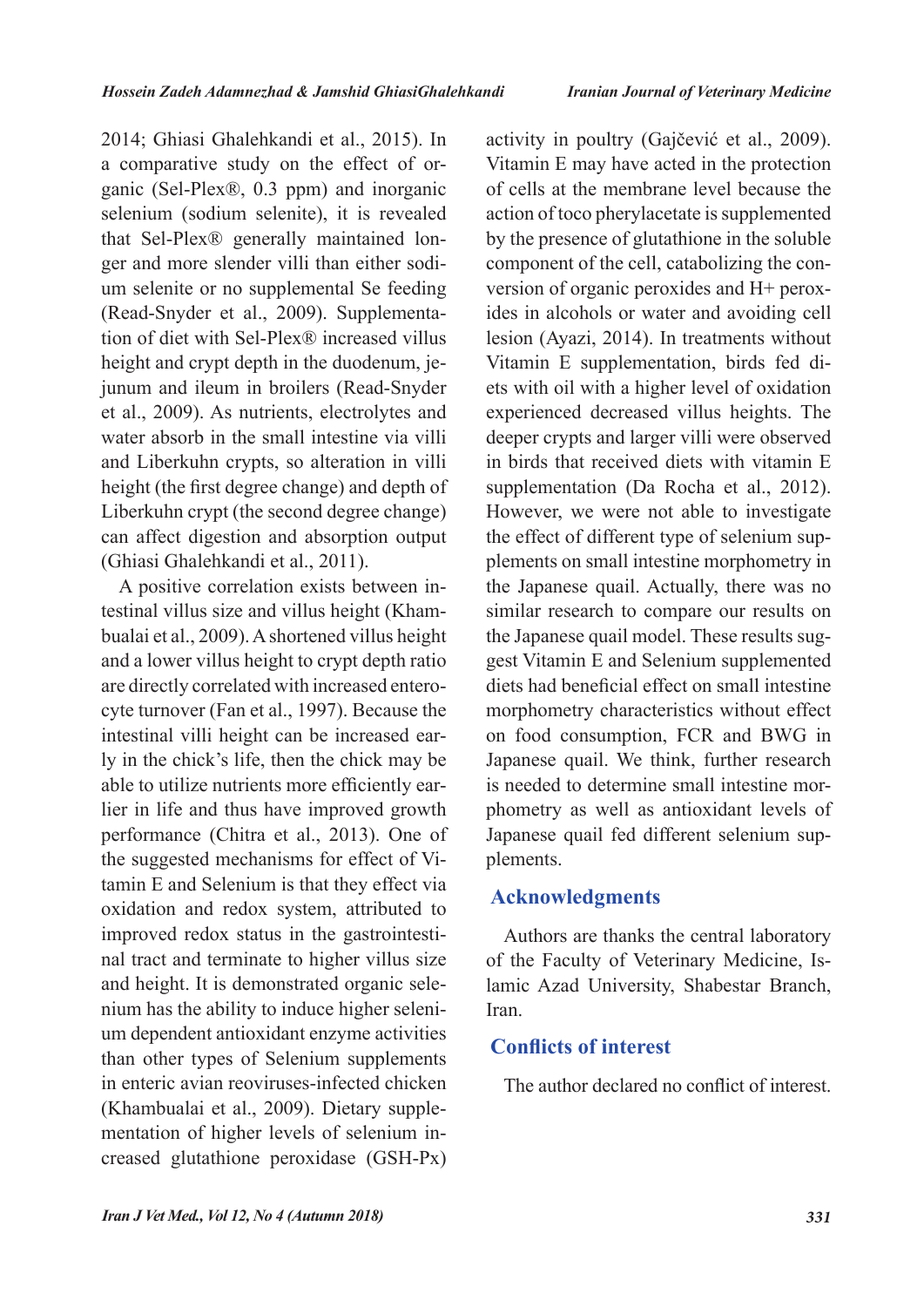2014; Ghiasi Ghalehkandi et al., 2015). In a comparative study on the effect of organic (Sel-Plex®, 0.3 ppm) and inorganic selenium (sodium selenite), it is revealed that Sel-Plex® generally maintained longer and more slender villi than either sodium selenite or no supplemental Se feeding (Read-Snyder et al., 2009). Supplementation of diet with Sel-Plex® increased villus height and crypt depth in the duodenum, jejunum and ileum in broilers (Read-Snyder et al., 2009). As nutrients, electrolytes and water absorb in the small intestine via villi and Liberkuhn crypts, so alteration in villi height (the first degree change) and depth of Liberkuhn crypt (the second degree change) can affect digestion and absorption output (Ghiasi Ghalehkandi et al., 2011).

A positive correlation exists between intestinal villus size and villus height (Khambualai et al., 2009). A shortened villus height and a lower villus height to crypt depth ratio are directly correlated with increased enterocyte turnover (Fan et al., 1997). Because the intestinal villi height can be increased early in the chick's life, then the chick may be able to utilize nutrients more efficiently earlier in life and thus have improved growth performance (Chitra et al., 2013). One of the suggested mechanisms for effect of Vitamin E and Selenium is that they effect via oxidation and redox system, attributed to improved redox status in the gastrointestinal tract and terminate to higher villus size and height. It is demonstrated organic selenium has the ability to induce higher selenium dependent antioxidant enzyme activities than other types of Selenium supplements in enteric avian reoviruses-infected chicken (Khambualai et al., 2009). Dietary supplementation of higher levels of selenium increased glutathione peroxidase (GSH-Px) activity in poultry (Gajčević et al., 2009). Vitamin E may have acted in the protection of cells at the membrane level because the action of toco pherylacetate is supplemented by the presence of glutathione in the soluble component of the cell, catabolizing the conversion of organic peroxides and H+ peroxides in alcohols or water and avoiding cell lesion (Ayazi, 2014). In treatments without Vitamin E supplementation, birds fed diets with oil with a higher level of oxidation experienced decreased villus heights. The deeper crypts and larger villi were observed in birds that received diets with vitamin E supplementation (Da Rocha et al., 2012). However, we were not able to investigate the effect of different type of selenium supplements on small intestine morphometry in the Japanese quail. Actually, there was no similar research to compare our results on the Japanese quail model. These results suggest Vitamin E and Selenium supplemented diets had beneficial effect on small intestine morphometry characteristics without effect on food consumption, FCR and BWG in Japanese quail. We think, further research is needed to determine small intestine morphometry as well as antioxidant levels of Japanese quail fed different selenium supplements.

## Acknowledgments

Authors are thanks the central laboratory of the Faculty of Veterinary Medicine, Islamic Azad University, Shabestar Branch, Iran.

## Conflicts of interest

The author declared no conflict of interest.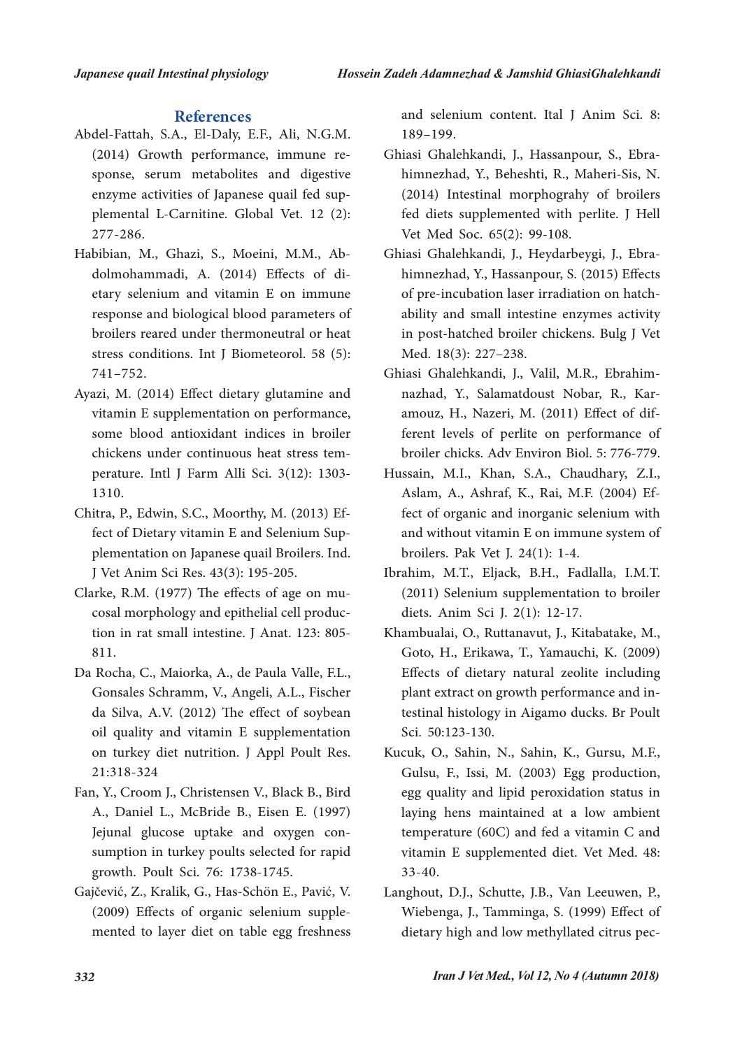## References

Abdel-Fattah, S.A., El-Daly, E.F., Ali, N.G.M. (2014) Growth performance, immune response, serum metabolites and digestive enzyme activities of Japanese quail fed supplemental L-Carnitine. Global Vet. 12 (2): 277-286.

Habibian, M., Ghazi, S., Moeini, M.M., Abdolmohammadi, A. (2014) Effects of dietary selenium and vitamin E on immune response and biological blood parameters of broilers reared under thermoneutral or heat stress conditions. Int J Biometeorol. 58 (5): 741–752.

Ayazi, M. (2014) Effect dietary glutamine and vitamin E supplementation on performance, some blood antioxidant indices in broiler chickens under continuous heat stress temperature. Intl J Farm Alli Sci. 3(12): 1303-1310.

Chitra, P., Edwin, S.C., Moorthy, M. (2013) Effect of Dietary vitamin E and Selenium Supplementation on Japanese quail Broilers. Ind. J Vet Anim Sci Res. 43(3): 195-205.

Clarke, R.M. (1977) The effects of age on mucosal morphology and epithelial cell production in rat small intestine. J Anat. 123: 805-811.

Da Rocha, C., Maiorka, A., de Paula Valle, F.L., Gonsales Schramm, V., Angeli, A.L., Fischer da Silva, A.V. (2012) The effect of soybean oil quality and vitamin E supplementation on turkey diet nutrition. J Appl Poult Res. 21:318-324

Fan, Y., Croom J., Christensen V., Black B., Bird A., Daniel L., McBride B., Eisen E. (1997) Jejunal glucose uptake and oxygen consumption in turkey poults selected for rapid growth. Poult Sci. 76: 1738-1745.

Gajčević, Z., Kralik, G., Has-Schön E., Pavić, V. (2009) Effects of organic selenium supplemented to layer diet on table egg freshness and selenium content. Ital J Anim Sci. 8: 189–199.

Ghiasi Ghalehkandi, J., Hassanpour, S., Ebrahimnezhad, Y., Beheshti, R., Maheri-Sis, N. (2014) Intestinal morphograhy of broilers fed diets supplemented with perlite. J Hell Vet Med Soc. 65(2): 99-108.

Ghiasi Ghalehkandi, J., Heydarbeygi, J., Ebrahimnezhad, Y., Hassanpour, S. (2015) Effects of pre-incubation laser irradiation on hatchability and small intestine enzymes activity in post-hatched broiler chickens. Bulg J Vet Med. 18(3): 227–238.

Ghiasi Ghalehkandi, J., Valil, M.R., Ebrahimnazhad, Y., Salamatdoust Nobar, R., Karamouz, H., Nazeri, M. (2011) Effect of different levels of perlite on performance of broiler chicks. Adv Environ Biol. 5: 776-779.

Hussain, M.I., Khan, S.A., Chaudhary, Z.I., Aslam, A., Ashraf, K., Rai, M.F. (2004) Effect of organic and inorganic selenium with and without vitamin E on immune system of broilers. Pak Vet J. 24(1): 1-4.

Ibrahim, M.T., Eljack, B.H., Fadlalla, I.M.T. (2011) Selenium supplementation to broiler diets. Anim Sci J. 2(1): 12-17.

Khambualai, O., Ruttanavut, J., Kitabatake, M., Goto, H., Erikawa, T., Yamauchi, K. (2009) Effects of dietary natural zeolite including plant extract on growth performance and intestinal histology in Aigamo ducks. Br Poult Sci. 50:123-130.

Kucuk, O., Sahin, N., Sahin, K., Gursu, M.F., Gulsu, F., Issi, M. (2003) Egg production, egg quality and lipid peroxidation status in laying hens maintained at a low ambient temperature (60C) and fed a vitamin C and vitamin E supplemented diet. Vet Med. 48: 33-40.

Langhout, D.J., Schutte, J.B., Van Leeuwen, P., Wiebenga, J., Tamminga, S. (1999) Effect of dietary high and low methyllated citrus pec-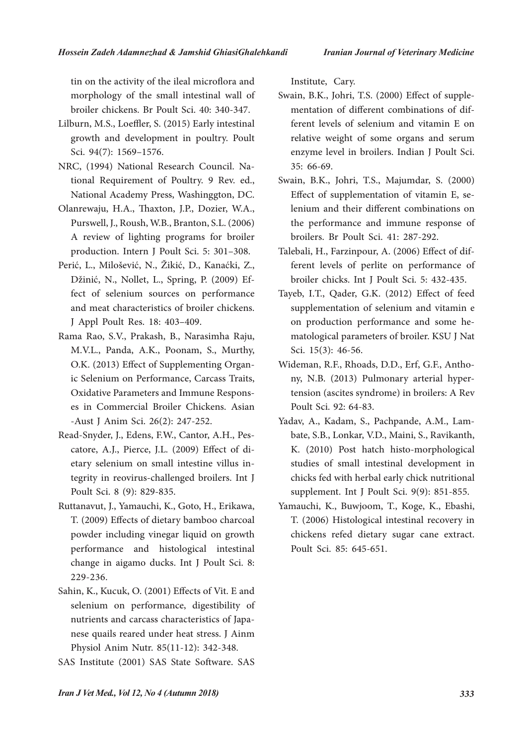tin on the activity of the ileal microflora and morphology of the small intestinal wall of broiler chickens. Br Poult Sci. 40: 340-347.

Lilburn, M.S., Loeffler, S. (2015) Early intestinal growth and development in poultry. Poult Sci. 94(7): 1569–1576.

NRC, (1994) National Research Council. National Requirement of Poultry. 9 Rev. ed., National Academy Press, Washinggton, DC.

Olanrewaju, H.A., Thaxton, J.P., Dozier, W.A., Purswell, J., Roush, W.B., Branton, S.L. (2006) A review of lighting programs for broiler production. Intern J Poult Sci. 5: 301–308.

Perić, L., Milošević, N., Žikić, D., Kanaćki, Z., Džinić, N., Nollet, L., Spring, P. (2009) Effect of selenium sources on performance and meat characteristics of broiler chickens. J Appl Poult Res. 18: 403–409.

Rama Rao, S.V., Prakash, B., Narasimha Raju, M.V.L., Panda, A.K., Poonam, S., Murthy, O.K. (2013) Effect of Supplementing Organic Selenium on Performance, Carcass Traits, Oxidative Parameters and Immune Responses in Commercial Broiler Chickens. Asian -Aust J Anim Sci. 26(2): 247-252.

Read-Snyder, J., Edens, F.W., Cantor, A.H., Pescatore, A.J., Pierce, J.L. (2009) Effect of dietary selenium on small intestine villus integrity in reovirus-challenged broilers. Int J Poult Sci. 8 (9): 829-835.

Ruttanavut, J., Yamauchi, K., Goto, H., Erikawa, T. (2009) Effects of dietary bamboo charcoal powder including vinegar liquid on growth performance and histological intestinal change in aigamo ducks. Int J Poult Sci. 8: 229-236.

Sahin, K., Kucuk, O. (2001) Effects of Vit. E and selenium on performance, digestibility of nutrients and carcass characteristics of Japanese quails reared under heat stress. J Ainm Physiol Anim Nutr. 85(11-12): 342-348.

SAS Institute (2001) SAS State Software. SAS Institute, Cary.

Swain, B.K., Johri, T.S. (2000) Effect of supplementation of different combinations of different levels of selenium and vitamin E on relative weight of some organs and serum enzyme level in broilers. Indian J Poult Sci. 35: 66-69.

Swain, B.K., Johri, T.S., Majumdar, S. (2000) Effect of supplementation of vitamin E, selenium and their different combinations on the performance and immune response of broilers. Br Poult Sci. 41: 287-292.

Talebali, H., Farzinpour, A. (2006) Effect of different levels of perlite on performance of broiler chicks. Int J Poult Sci. 5: 432-435.

Tayeb, I.T., Qader, G.K. (2012) Effect of feed supplementation of selenium and vitamin e on production performance and some hematological parameters of broiler. KSU J Nat Sci. 15(3): 46-56.

Wideman, R.F., Rhoads, D.D., Erf, G.F., Anthony, N.B. (2013) Pulmonary arterial hypertension (ascites syndrome) in broilers: A Rev Poult Sci. 92: 64-83.

Yadav, A., Kadam, S., Pachpande, A.M., Lambate, S.B., Lonkar, V.D., Maini, S., Ravikanth, K. (2010) Post hatch histo-morphological studies of small intestinal development in chicks fed with herbal early chick nutritional supplement. Int J Poult Sci. 9(9): 851-855.

Yamauchi, K., Buwjoom, T., Koge, K., Ebashi, T. (2006) Histological intestinal recovery in chickens refed dietary sugar cane extract. Poult Sci. 85: 645-651.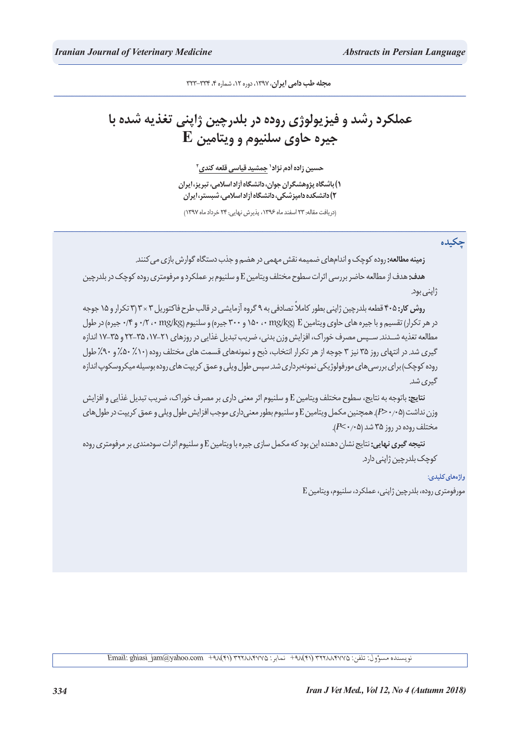# عملکرد رشد و فیزیولوژی روده در بلدرچین ژاپنی تغذیه شده با جیره حاوی سلنیوم و ویتامین E

**حسین زاده آدم نژاد[1] جمشید قیاسی قلعه کندی[2]**

**۱) باشگاه پژوهشگران جوان، دانشگاه آزاد اسلامی، تبریز، ایران**
**۲) دانشکده دامپزشکی، دانشگاه آزاد اسلامی، شبستر، ایران**

(دریافت مقاله: ۲۳ اسفند ماه ۱۳۹۶، پذیرش نهایی: ۲۴ خرداد ماه ۱۳۹۷)

## چکیده

**زمینه مطالعه:** روده کوچک و اندام‌های ضمیمه نقش مهمی در هضم و جذب دستگاه گوارش بازی می‌کنند.

**هدف:** هدف از مطالعه حاضر بررسی اثرات سطوح مختلف ویتامین E و سلنیوم بر عملکرد و مرفومتری روده کوچک در بلدرچین ژاپنی بود.

**روش کار:** ۴۰۵ قطعه بلدرچین ژاپنی بطور کاملاً تصادفی به ۹ گروه آزمایشی در قالب طرح فاکتوریل ۳ × ۳ (۳ تکرار و ۱۵ جوجه در هر تکرار) تقسیم و با جیره های حاوی ویتامین E ‏(mg/kg ‏۰، ۱۵۰ و ۳۰۰ جیره) و سلنیوم (mg/kg ‏۰، ۰/۲ و ۰/۴ جیره) در طول مطالعه تغذیه شدند. سپس مصرف خوراک، افزایش وزن بدنی، ضریب تبدیل غذایی در روزهای ۲۱-۱۷، ۳۵-۲۲ و ۳۵-۱۷ اندازه گیری شد. در انتهای روز ۳۵ نیز ۳ جوجه از هر تکرار انتخاب، ذبح و نمونه‌های قسمت های مختلف روده (۱۰٪، ۵۰٪ و ۹۰٪ طول روده کوچک) برای بررسی‌های مورفولوژیکی نمونه‌برداری شد. سپس طول ویلی و عمق کریپت های روده بوسیله میکروسکوپ اندازه گیری شد.

**نتایج:** باتوجه به نتایج، سطوح مختلف ویتامین E و سلنیوم اثر معنی داری بر مصرف خوراک، ضریب تبدیل غذایی و افزایش وزن نداشت ($P>0.05$). همچنین مکمل ویتامین E و سلنیوم بطور معنی‌داری موجب افزایش طول ویلی و عمق کریپت در طول‌های مختلف روده در روز ۳۵ شد ($P<0.05$).

**نتیجه گیری نهایی:** نتایج نشان دهنده این بود که مکمل سازی جیره با ویتامین E و سلنیوم اثرات سودمندی بر مرفومتری روده کوچک بلدرچین ژاپنی دارد.

**واژه‌های کلیدی:**

مورفومتری روده، بلدرچین ژاپنی، عملکرد، سلنیوم، ویتامین E

نویسنده مسؤول: تلفن: ۳۲۲۸۸۴۷۷۵ (۴۱) ۹۸+ نمابر: ۳۲۲۸۸۴۷۷۵ (۴۱) ۹۸+ Email: ghiasi_jam@yahoo.com